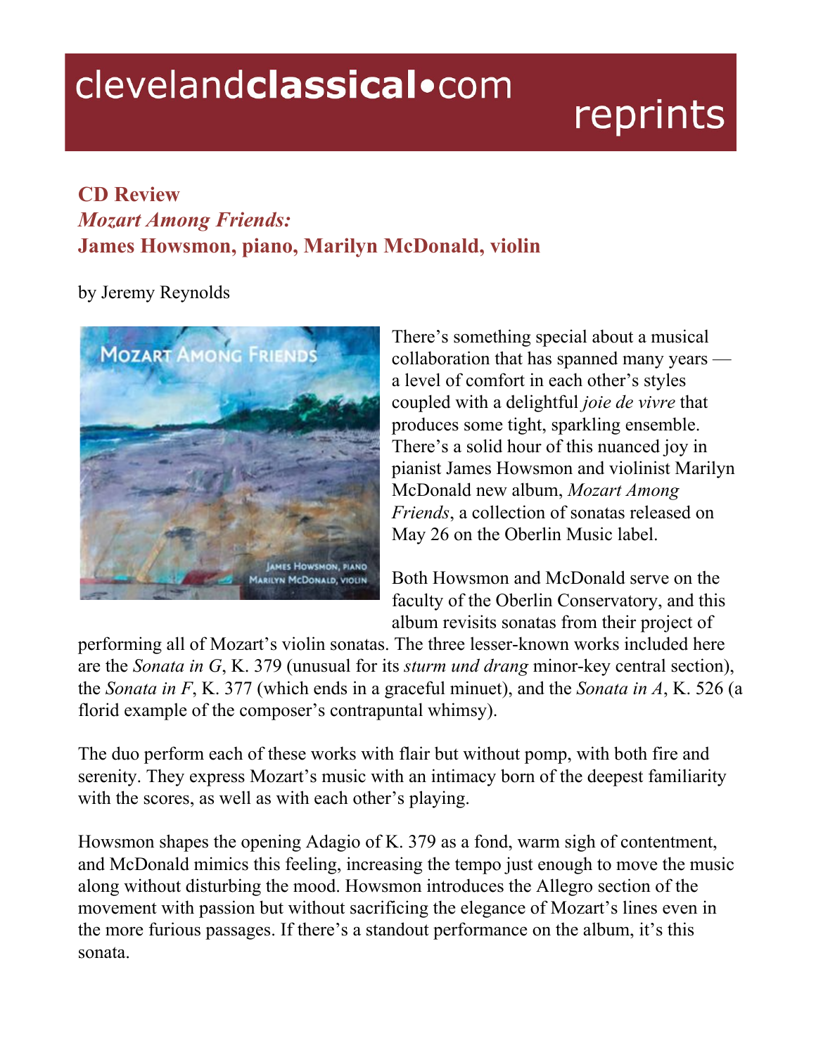clevelandclassical•com reprints

## CD Review
### *Mozart Among Friends:*
### James Howsmon, piano, Marilyn McDonald, violin

by Jeremy Reynolds

There's something special about a musical collaboration that has spanned many years — a level of comfort in each other's styles coupled with a delightful *joie de vivre* that produces some tight, sparkling ensemble. There's a solid hour of this nuanced joy in pianist James Howsmon and violinist Marilyn McDonald new album, *Mozart Among Friends*, a collection of sonatas released on May 26 on the Oberlin Music label.

Both Howsmon and McDonald serve on the faculty of the Oberlin Conservatory, and this album revisits sonatas from their project of performing all of Mozart's violin sonatas. The three lesser-known works included here are the *Sonata in G*, K. 379 (unusual for its *sturm und drang* minor-key central section), the *Sonata in F*, K. 377 (which ends in a graceful minuet), and the *Sonata in A*, K. 526 (a florid example of the composer's contrapuntal whimsy).

The duo perform each of these works with flair but without pomp, with both fire and serenity. They express Mozart's music with an intimacy born of the deepest familiarity with the scores, as well as with each other's playing.

Howsmon shapes the opening Adagio of K. 379 as a fond, warm sigh of contentment, and McDonald mimics this feeling, increasing the tempo just enough to move the music along without disturbing the mood. Howsmon introduces the Allegro section of the movement with passion but without sacrificing the elegance of Mozart's lines even in the more furious passages. If there's a standout performance on the album, it's this sonata.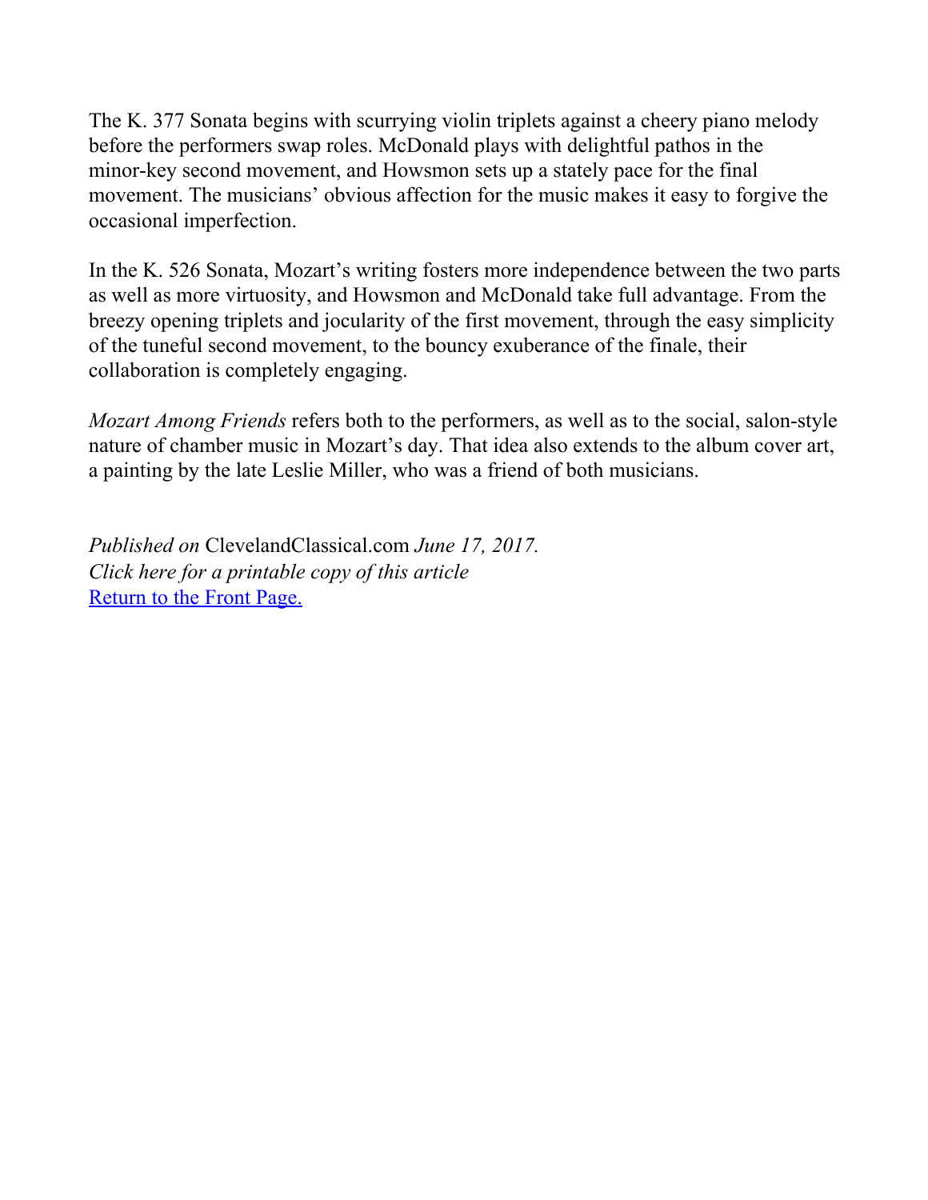The K. 377 Sonata begins with scurrying violin triplets against a cheery piano melody before the performers swap roles. McDonald plays with delightful pathos in the minor-key second movement, and Howsmon sets up a stately pace for the final movement. The musicians' obvious affection for the music makes it easy to forgive the occasional imperfection.

In the K. 526 Sonata, Mozart's writing fosters more independence between the two parts as well as more virtuosity, and Howsmon and McDonald take full advantage. From the breezy opening triplets and jocularity of the first movement, through the easy simplicity of the tuneful second movement, to the bouncy exuberance of the finale, their collaboration is completely engaging.

*Mozart Among Friends* refers both to the performers, as well as to the social, salon-style nature of chamber music in Mozart's day. That idea also extends to the album cover art, a painting by the late Leslie Miller, who was a friend of both musicians.

*Published on* ClevelandClassical.com *June 17, 2017.*
*Click here for a printable copy of this article*
[Return to the Front Page.]